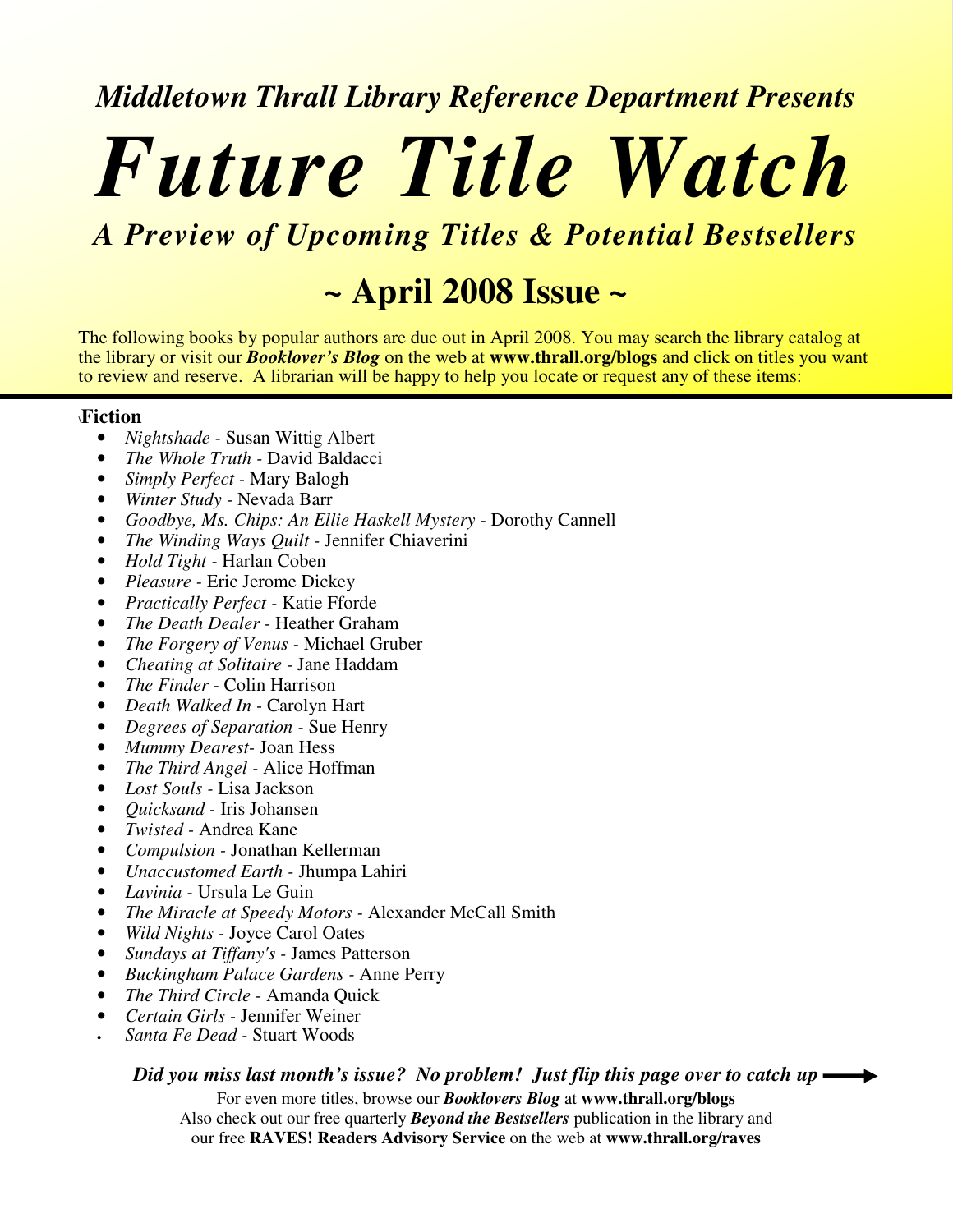*Middletown Thrall Library Reference Department Presents*

# *Future Title Watch*

## *A Preview of Upcoming Titles & Potential Bestsellers*

## ~ April 2008 Issue ~

The following books by popular authors are due out in April 2008. You may search the library catalog at the library or visit our ***Booklover's Blog*** on the web at **www.thrall.org/blogs** and click on titles you want to review and reserve. A librarian will be happy to help you locate or request any of these items:

### Fiction

- *Nightshade* - Susan Wittig Albert
- *The Whole Truth* - David Baldacci
- *Simply Perfect* - Mary Balogh
- *Winter Study* - Nevada Barr
- *Goodbye, Ms. Chips: An Ellie Haskell Mystery* - Dorothy Cannell
- *The Winding Ways Quilt* - Jennifer Chiaverini
- *Hold Tight* - Harlan Coben
- *Pleasure* - Eric Jerome Dickey
- *Practically Perfect* - Katie Fforde
- *The Death Dealer* - Heather Graham
- *The Forgery of Venus* - Michael Gruber
- *Cheating at Solitaire* - Jane Haddam
- *The Finder* - Colin Harrison
- *Death Walked In* - Carolyn Hart
- *Degrees of Separation* - Sue Henry
- *Mummy Dearest*- Joan Hess
- *The Third Angel* - Alice Hoffman
- *Lost Souls* - Lisa Jackson
- *Quicksand* - Iris Johansen
- *Twisted* - Andrea Kane
- *Compulsion* - Jonathan Kellerman
- *Unaccustomed Earth* - Jhumpa Lahiri
- *Lavinia* - Ursula Le Guin
- *The Miracle at Speedy Motors* - Alexander McCall Smith
- *Wild Nights* - Joyce Carol Oates
- *Sundays at Tiffany's* - James Patterson
- *Buckingham Palace Gardens* - Anne Perry
- *The Third Circle* - Amanda Quick
- *Certain Girls* - Jennifer Weiner
- *Santa Fe Dead* - Stuart Woods

***Did you miss last month's issue? No problem! Just flip this page over to catch up →***

For even more titles, browse our ***Booklovers Blog*** at **www.thrall.org/blogs**
Also check out our free quarterly ***Beyond the Bestsellers*** publication in the library and our free **RAVES! Readers Advisory Service** on the web at **www.thrall.org/raves**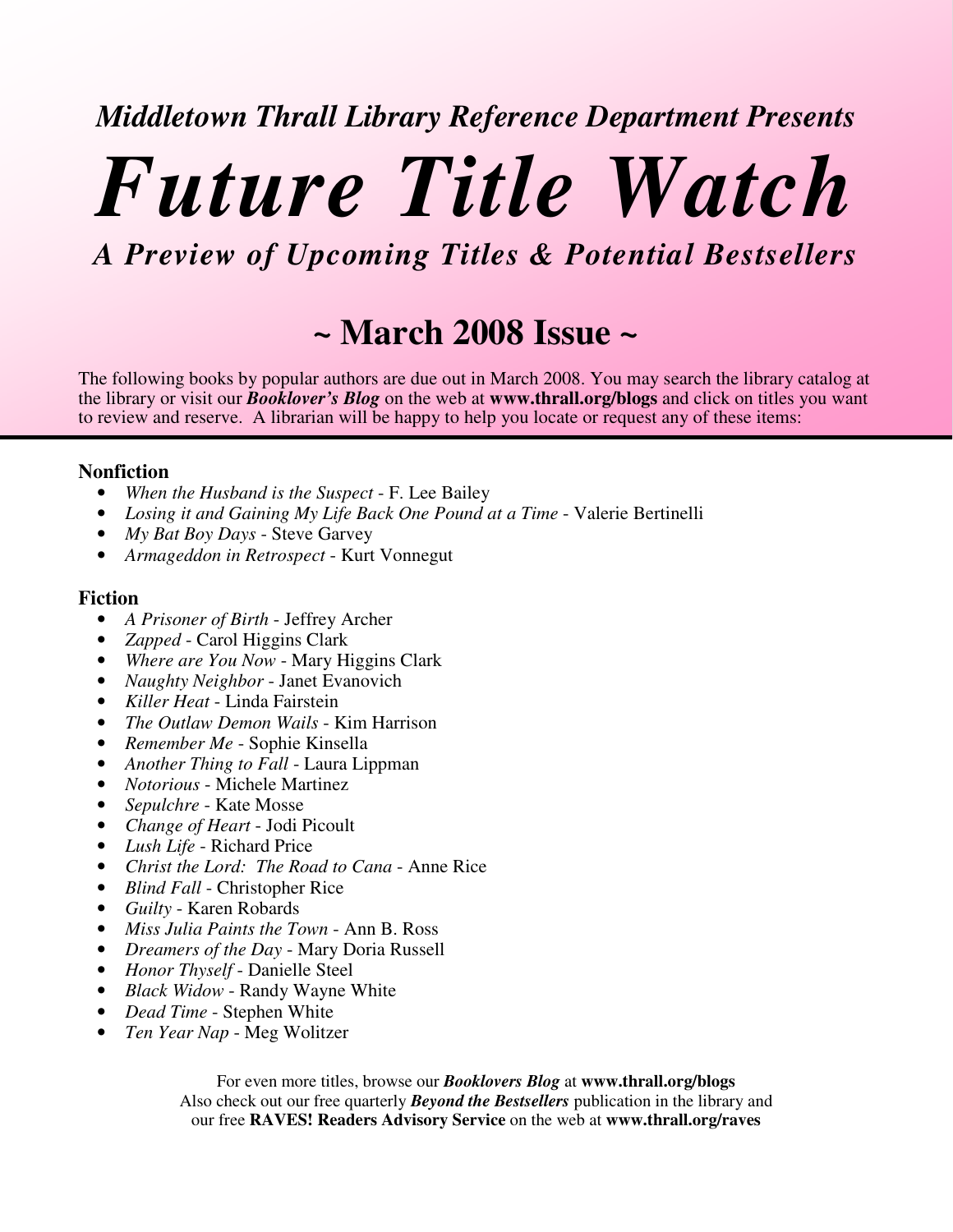*Middletown Thrall Library Reference Department Presents*

# *Future Title Watch*

## *A Preview of Upcoming Titles & Potential Bestsellers*

## ~ March 2008 Issue ~

The following books by popular authors are due out in March 2008. You may search the library catalog at the library or visit our ***Booklover's Blog*** on the web at **www.thrall.org/blogs** and click on titles you want to review and reserve. A librarian will be happy to help you locate or request any of these items:

### Nonfiction

- *When the Husband is the Suspect* - F. Lee Bailey
- *Losing it and Gaining My Life Back One Pound at a Time* - Valerie Bertinelli
- *My Bat Boy Days* - Steve Garvey
- *Armageddon in Retrospect* - Kurt Vonnegut

### Fiction

- *A Prisoner of Birth* - Jeffrey Archer
- *Zapped* - Carol Higgins Clark
- *Where are You Now* - Mary Higgins Clark
- *Naughty Neighbor* - Janet Evanovich
- *Killer Heat* - Linda Fairstein
- *The Outlaw Demon Wails* - Kim Harrison
- *Remember Me* - Sophie Kinsella
- *Another Thing to Fall* - Laura Lippman
- *Notorious* - Michele Martinez
- *Sepulchre* - Kate Mosse
- *Change of Heart* - Jodi Picoult
- *Lush Life* - Richard Price
- *Christ the Lord: The Road to Cana* - Anne Rice
- *Blind Fall* - Christopher Rice
- *Guilty* - Karen Robards
- *Miss Julia Paints the Town* - Ann B. Ross
- *Dreamers of the Day* - Mary Doria Russell
- *Honor Thyself* - Danielle Steel
- *Black Widow* - Randy Wayne White
- *Dead Time* - Stephen White
- *Ten Year Nap* - Meg Wolitzer

For even more titles, browse our ***Booklovers Blog*** at **www.thrall.org/blogs**
Also check out our free quarterly ***Beyond the Bestsellers*** publication in the library and our free **RAVES! Readers Advisory Service** on the web at **www.thrall.org/raves**